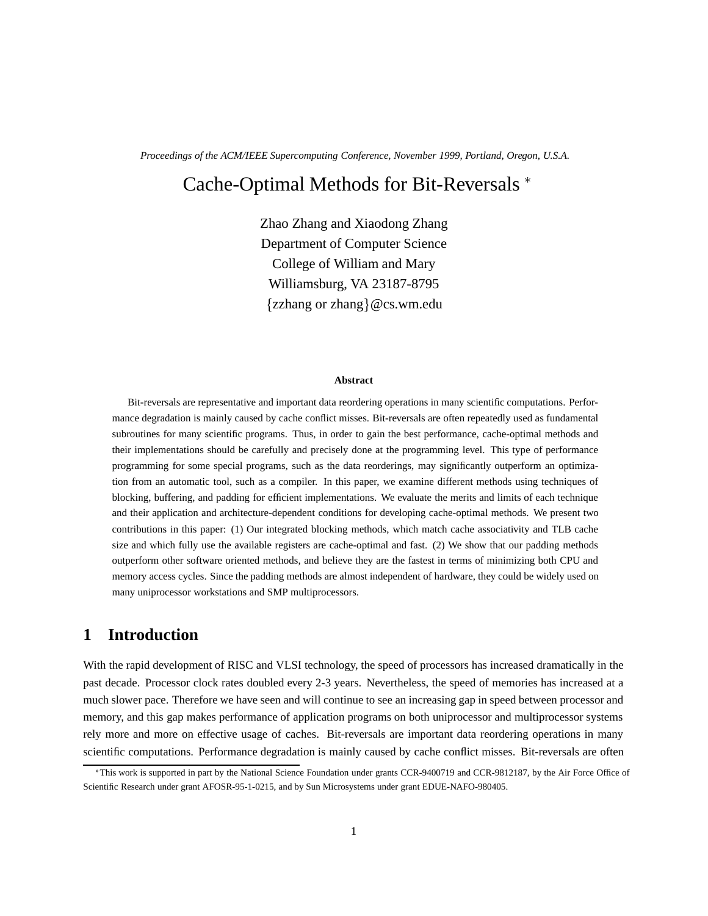*Proceedings of the ACM/IEEE Supercomputing Conference, November 1999, Portland, Oregon, U.S.A.*

# Cache-Optimal Methods for Bit-Reversals *

Zhao Zhang and Xiaodong Zhang
Department of Computer Science
College of William and Mary
Williamsburg, VA 23187-8795
{zzhang or zhang}@cs.wm.edu

**Abstract**

Bit-reversals are representative and important data reordering operations in many scientific computations. Performance degradation is mainly caused by cache conflict misses. Bit-reversals are often repeatedly used as fundamental subroutines for many scientific programs. Thus, in order to gain the best performance, cache-optimal methods and their implementations should be carefully and precisely done at the programming level. This type of performance programming for some special programs, such as the data reorderings, may significantly outperform an optimization from an automatic tool, such as a compiler. In this paper, we examine different methods using techniques of blocking, buffering, and padding for efficient implementations. We evaluate the merits and limits of each technique and their application and architecture-dependent conditions for developing cache-optimal methods. We present two contributions in this paper: (1) Our integrated blocking methods, which match cache associativity and TLB cache size and which fully use the available registers are cache-optimal and fast. (2) We show that our padding methods outperform other software oriented methods, and believe they are the fastest in terms of minimizing both CPU and memory access cycles. Since the padding methods are almost independent of hardware, they could be widely used on many uniprocessor workstations and SMP multiprocessors.

## 1 Introduction

With the rapid development of RISC and VLSI technology, the speed of processors has increased dramatically in the past decade. Processor clock rates doubled every 2-3 years. Nevertheless, the speed of memories has increased at a much slower pace. Therefore we have seen and will continue to see an increasing gap in speed between processor and memory, and this gap makes performance of application programs on both uniprocessor and multiprocessor systems rely more and more on effective usage of caches. Bit-reversals are important data reordering operations in many scientific computations. Performance degradation is mainly caused by cache conflict misses. Bit-reversals are often

*This work is supported in part by the National Science Foundation under grants CCR-9400719 and CCR-9812187, by the Air Force Office of Scientific Research under grant AFOSR-95-1-0215, and by Sun Microsystems under grant EDUE-NAFO-980405.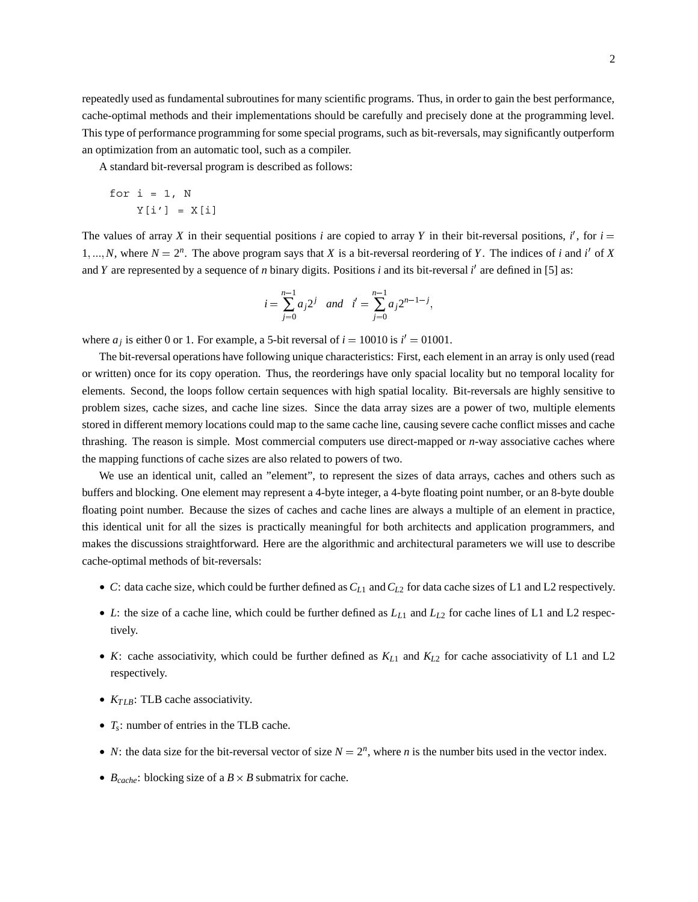repeatedly used as fundamental subroutines for many scientific programs. Thus, in order to gain the best performance, cache-optimal methods and their implementations should be carefully and precisely done at the programming level. This type of performance programming for some special programs, such as bit-reversals, may significantly outperform an optimization from an automatic tool, such as a compiler.

A standard bit-reversal program is described as follows:

```
for i = 1, N
    Y[i’] = X[i]
```

The values of array $X$ in their sequential positions $i$ are copied to array $Y$ in their bit-reversal positions, $i'$, for $i = 1, ..., N$, where $N = 2^n$. The above program says that $X$ is a bit-reversal reordering of $Y$. The indices of $i$ and $i'$ of $X$ and $Y$ are represented by a sequence of $n$ binary digits. Positions $i$ and its bit-reversal $i'$ are defined in [5] as:

$$i = \sum_{j=0}^{n-1} a_j 2^j \quad and \quad i' = \sum_{j=0}^{n-1} a_j 2^{n-1-j},$$

where $a_j$ is either 0 or 1. For example, a 5-bit reversal of $i = 10010$ is $i' = 01001$.

The bit-reversal operations have following unique characteristics: First, each element in an array is only used (read or written) once for its copy operation. Thus, the reorderings have only spacial locality but no temporal locality for elements. Second, the loops follow certain sequences with high spatial locality. Bit-reversals are highly sensitive to problem sizes, cache sizes, and cache line sizes. Since the data array sizes are a power of two, multiple elements stored in different memory locations could map to the same cache line, causing severe cache conflict misses and cache thrashing. The reason is simple. Most commercial computers use direct-mapped or $n$-way associative caches where the mapping functions of cache sizes are also related to powers of two.

We use an identical unit, called an "element", to represent the sizes of data arrays, caches and others such as buffers and blocking. One element may represent a 4-byte integer, a 4-byte floating point number, or an 8-byte double floating point number. Because the sizes of caches and cache lines are always a multiple of an element in practice, this identical unit for all the sizes is practically meaningful for both architects and application programmers, and makes the discussions straightforward. Here are the algorithmic and architectural parameters we will use to describe cache-optimal methods of bit-reversals:

- $C$: data cache size, which could be further defined as $C_{L1}$ and $C_{L2}$ for data cache sizes of L1 and L2 respectively.
- $L$: the size of a cache line, which could be further defined as $L_{L1}$ and $L_{L2}$ for cache lines of L1 and L2 respectively.
- $K$: cache associativity, which could be further defined as $K_{L1}$ and $K_{L2}$ for cache associativity of L1 and L2 respectively.
- $K_{TLB}$: TLB cache associativity.
- $T_s$: number of entries in the TLB cache.
- $N$: the data size for the bit-reversal vector of size $N = 2^n$, where $n$ is the number bits used in the vector index.
- $B_{cache}$: blocking size of a $B \times B$ submatrix for cache.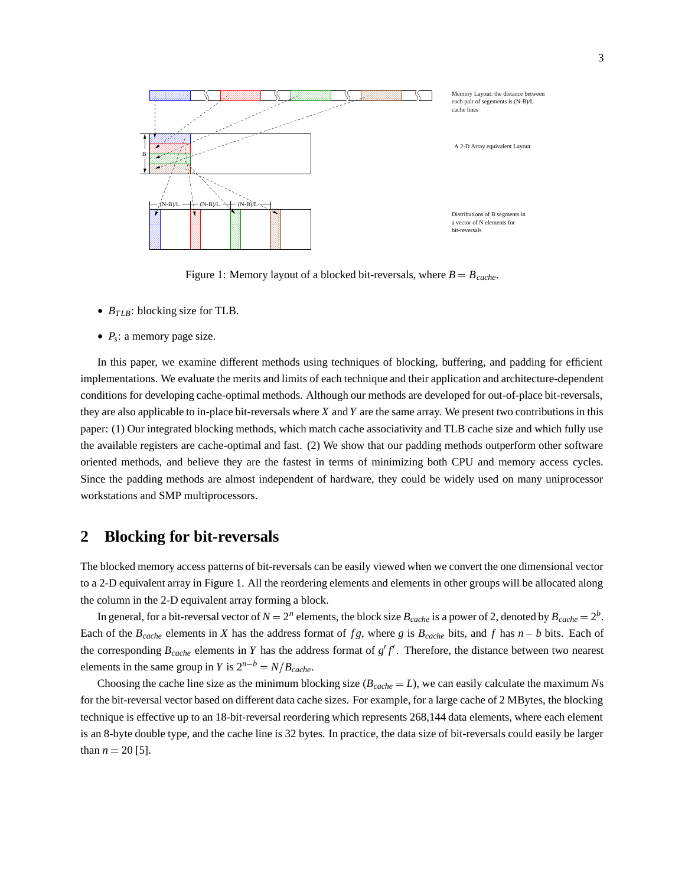Memory Layout: the distance between each pair of segements is (N-B)/L cache lines

A 2-D Array equivalent Layout

Distributions of B segments in a vector of N elements for bit-reversals

Figure 1: Memory layout of a blocked bit-reversals, where $B = B_{cache}$.

- $B_{TLB}$: blocking size for TLB.
- $P_s$: a memory page size.

In this paper, we examine different methods using techniques of blocking, buffering, and padding for efficient implementations. We evaluate the merits and limits of each technique and their application and architecture-dependent conditions for developing cache-optimal methods. Although our methods are developed for out-of-place bit-reversals, they are also applicable to in-place bit-reversals where $X$ and $Y$ are the same array. We present two contributions in this paper: (1) Our integrated blocking methods, which match cache associativity and TLB cache size and which fully use the available registers are cache-optimal and fast. (2) We show that our padding methods outperform other software oriented methods, and believe they are the fastest in terms of minimizing both CPU and memory access cycles. Since the padding methods are almost independent of hardware, they could be widely used on many uniprocessor workstations and SMP multiprocessors.

## 2 Blocking for bit-reversals

The blocked memory access patterns of bit-reversals can be easily viewed when we convert the one dimensional vector to a 2-D equivalent array in Figure 1. All the reordering elements and elements in other groups will be allocated along the column in the 2-D equivalent array forming a block.

In general, for a bit-reversal vector of $N = 2^n$ elements, the block size $B_{cache}$ is a power of 2, denoted by $B_{cache} = 2^b$. Each of the $B_{cache}$ elements in $X$ has the address format of $fg$, where $g$ is $B_{cache}$ bits, and $f$ has $n - b$ bits. Each of the corresponding $B_{cache}$ elements in $Y$ has the address format of $g' f'$. Therefore, the distance between two nearest elements in the same group in $Y$ is $2^{n-b} = N/B_{cache}$.

Choosing the cache line size as the minimum blocking size ($B_{cache} = L$), we can easily calculate the maximum $N$s for the bit-reversal vector based on different data cache sizes. For example, for a large cache of 2 MBytes, the blocking technique is effective up to an 18-bit-reversal reordering which represents 268,144 data elements, where each element is an 8-byte double type, and the cache line is 32 bytes. In practice, the data size of bit-reversals could easily be larger than $n = 20$ [5].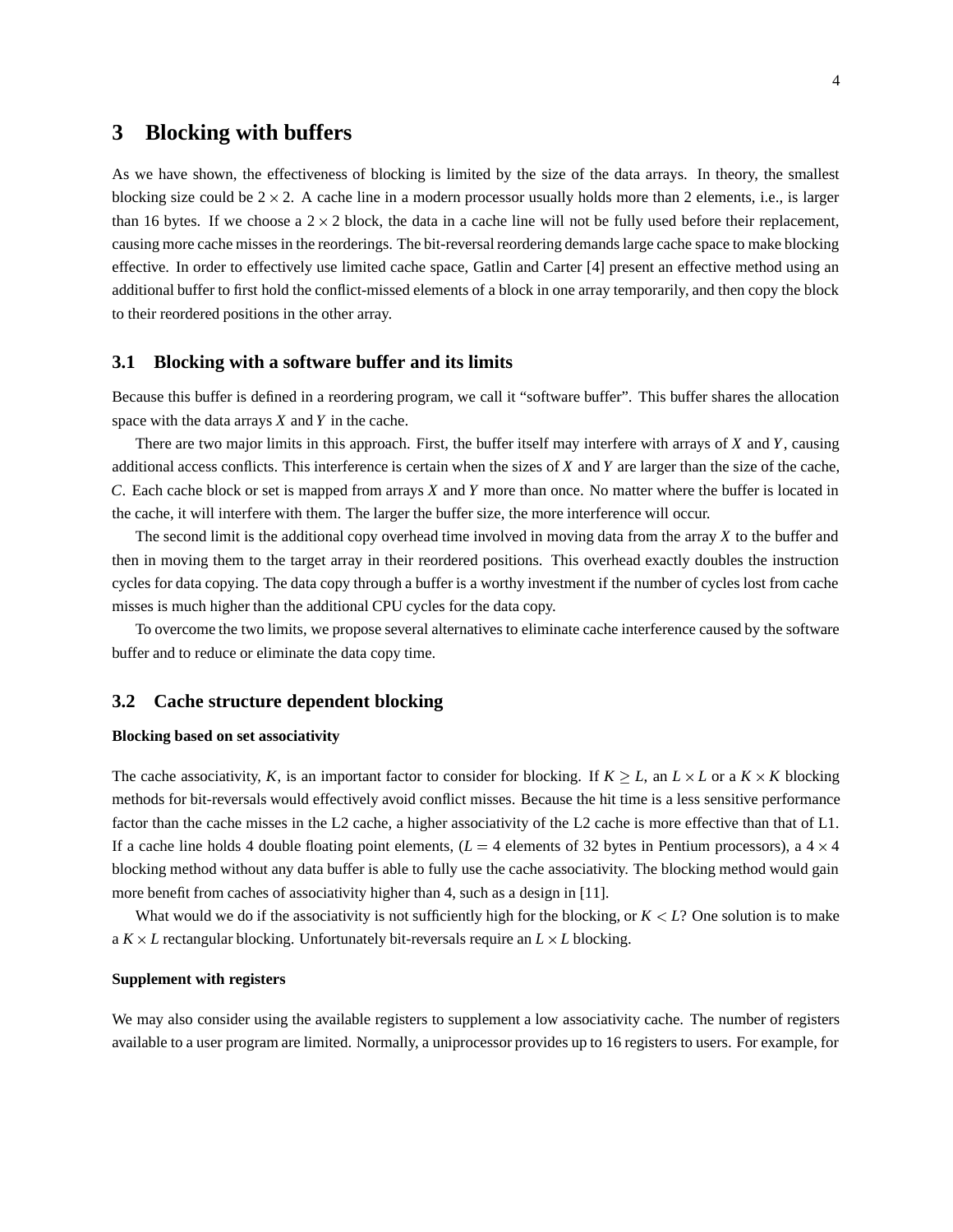## 3 Blocking with buffers

As we have shown, the effectiveness of blocking is limited by the size of the data arrays. In theory, the smallest blocking size could be $2 \times 2$. A cache line in a modern processor usually holds more than 2 elements, i.e., is larger than 16 bytes. If we choose a $2 \times 2$ block, the data in a cache line will not be fully used before their replacement, causing more cache misses in the reorderings. The bit-reversal reordering demands large cache space to make blocking effective. In order to effectively use limited cache space, Gatlin and Carter [4] present an effective method using an additional buffer to first hold the conflict-missed elements of a block in one array temporarily, and then copy the block to their reordered positions in the other array.

### 3.1 Blocking with a software buffer and its limits

Because this buffer is defined in a reordering program, we call it "software buffer". This buffer shares the allocation space with the data arrays $X$ and $Y$ in the cache.

There are two major limits in this approach. First, the buffer itself may interfere with arrays of $X$ and $Y$, causing additional access conflicts. This interference is certain when the sizes of $X$ and $Y$ are larger than the size of the cache, $C$. Each cache block or set is mapped from arrays $X$ and $Y$ more than once. No matter where the buffer is located in the cache, it will interfere with them. The larger the buffer size, the more interference will occur.

The second limit is the additional copy overhead time involved in moving data from the array $X$ to the buffer and then in moving them to the target array in their reordered positions. This overhead exactly doubles the instruction cycles for data copying. The data copy through a buffer is a worthy investment if the number of cycles lost from cache misses is much higher than the additional CPU cycles for the data copy.

To overcome the two limits, we propose several alternatives to eliminate cache interference caused by the software buffer and to reduce or eliminate the data copy time.

### 3.2 Cache structure dependent blocking

**Blocking based on set associativity**

The cache associativity, $K$, is an important factor to consider for blocking. If $K \geq L$, an $L \times L$ or a $K \times K$ blocking methods for bit-reversals would effectively avoid conflict misses. Because the hit time is a less sensitive performance factor than the cache misses in the L2 cache, a higher associativity of the L2 cache is more effective than that of L1. If a cache line holds 4 double floating point elements, ($L = 4$ elements of 32 bytes in Pentium processors), a $4 \times 4$ blocking method without any data buffer is able to fully use the cache associativity. The blocking method would gain more benefit from caches of associativity higher than 4, such as a design in [11].

What would we do if the associativity is not sufficiently high for the blocking, or $K < L$? One solution is to make a $K \times L$ rectangular blocking. Unfortunately bit-reversals require an $L \times L$ blocking.

**Supplement with registers**

We may also consider using the available registers to supplement a low associativity cache. The number of registers available to a user program are limited. Normally, a uniprocessor provides up to 16 registers to users. For example, for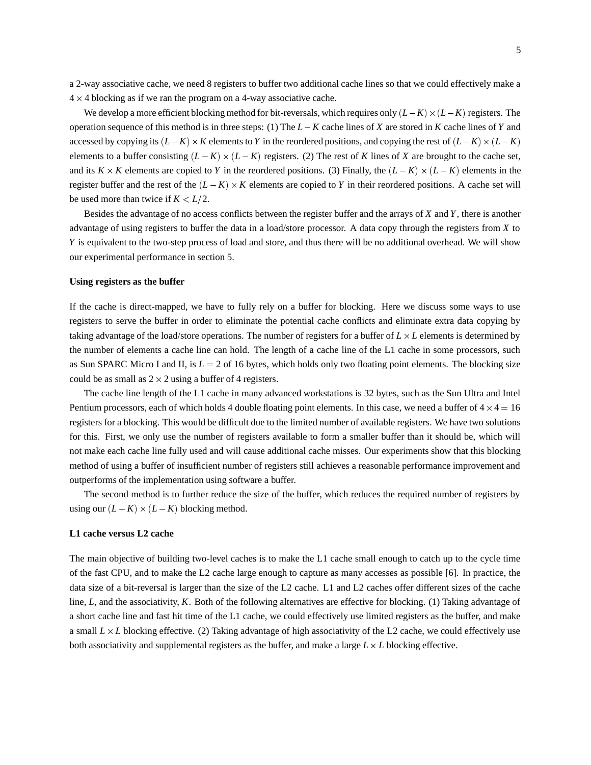a 2-way associative cache, we need 8 registers to buffer two additional cache lines so that we could effectively make a $4 \times 4$ blocking as if we ran the program on a 4-way associative cache.

We develop a more efficient blocking method for bit-reversals, which requires only $(L-K) \times (L-K)$ registers. The operation sequence of this method is in three steps: (1) The $L-K$ cache lines of $X$ are stored in $K$ cache lines of $Y$ and accessed by copying its $(L-K) \times K$ elements to $Y$ in the reordered positions, and copying the rest of $(L-K) \times (L-K)$ elements to a buffer consisting $(L-K) \times (L-K)$ registers. (2) The rest of $K$ lines of $X$ are brought to the cache set, and its $K \times K$ elements are copied to $Y$ in the reordered positions. (3) Finally, the $(L-K) \times (L-K)$ elements in the register buffer and the rest of the $(L-K) \times K$ elements are copied to $Y$ in their reordered positions. A cache set will be used more than twice if $K < L/2$.

Besides the advantage of no access conflicts between the register buffer and the arrays of $X$ and $Y$, there is another advantage of using registers to buffer the data in a load/store processor. A data copy through the registers from $X$ to $Y$ is equivalent to the two-step process of load and store, and thus there will be no additional overhead. We will show our experimental performance in section 5.

**Using registers as the buffer**

If the cache is direct-mapped, we have to fully rely on a buffer for blocking. Here we discuss some ways to use registers to serve the buffer in order to eliminate the potential cache conflicts and eliminate extra data copying by taking advantage of the load/store operations. The number of registers for a buffer of $L \times L$ elements is determined by the number of elements a cache line can hold. The length of a cache line of the L1 cache in some processors, such as Sun SPARC Micro I and II, is $L = 2$ of 16 bytes, which holds only two floating point elements. The blocking size could be as small as $2 \times 2$ using a buffer of 4 registers.

The cache line length of the L1 cache in many advanced workstations is 32 bytes, such as the Sun Ultra and Intel Pentium processors, each of which holds 4 double floating point elements. In this case, we need a buffer of $4 \times 4 = 16$ registers for a blocking. This would be difficult due to the limited number of available registers. We have two solutions for this. First, we only use the number of registers available to form a smaller buffer than it should be, which will not make each cache line fully used and will cause additional cache misses. Our experiments show that this blocking method of using a buffer of insufficient number of registers still achieves a reasonable performance improvement and outperforms of the implementation using software a buffer.

The second method is to further reduce the size of the buffer, which reduces the required number of registers by using our $(L-K) \times (L-K)$ blocking method.

**L1 cache versus L2 cache**

The main objective of building two-level caches is to make the L1 cache small enough to catch up to the cycle time of the fast CPU, and to make the L2 cache large enough to capture as many accesses as possible [6]. In practice, the data size of a bit-reversal is larger than the size of the L2 cache. L1 and L2 caches offer different sizes of the cache line, $L$, and the associativity, $K$. Both of the following alternatives are effective for blocking. (1) Taking advantage of a short cache line and fast hit time of the L1 cache, we could effectively use limited registers as the buffer, and make a small $L \times L$ blocking effective. (2) Taking advantage of high associativity of the L2 cache, we could effectively use both associativity and supplemental registers as the buffer, and make a large $L \times L$ blocking effective.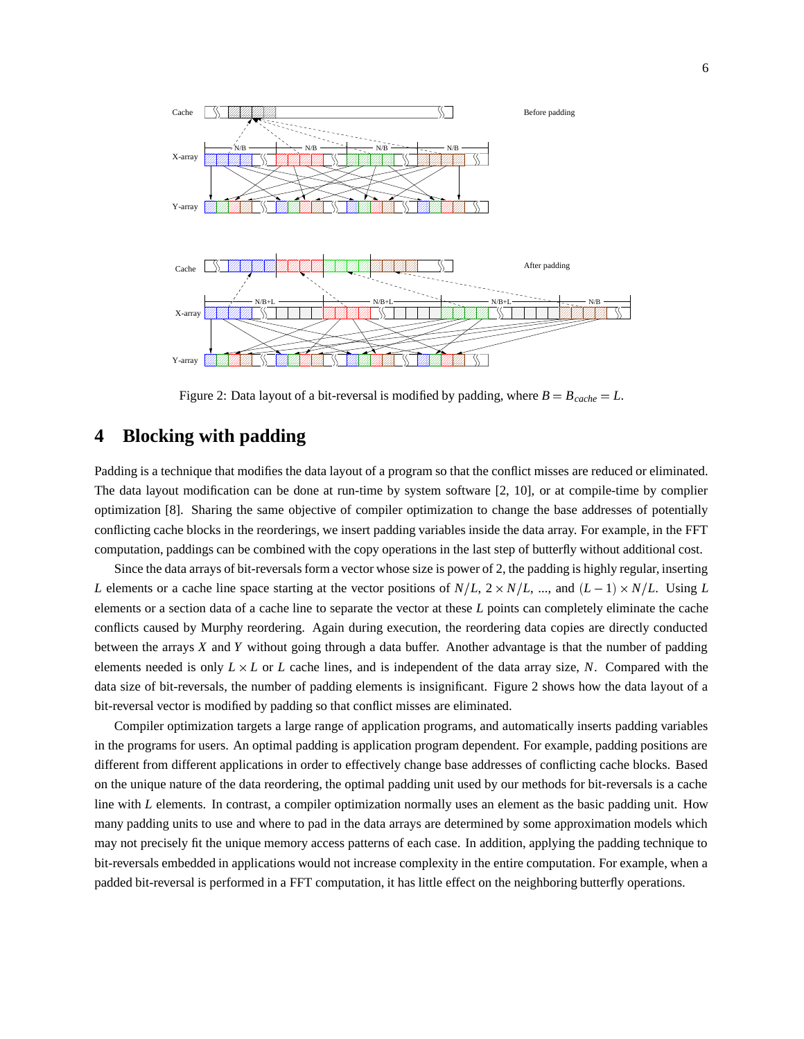Figure 2: Data layout of a bit-reversal is modified by padding, where $B = B_{cache} = L$.

## 4 Blocking with padding

Padding is a technique that modifies the data layout of a program so that the conflict misses are reduced or eliminated. The data layout modification can be done at run-time by system software [2, 10], or at compile-time by complier optimization [8]. Sharing the same objective of compiler optimization to change the base addresses of potentially conflicting cache blocks in the reorderings, we insert padding variables inside the data array. For example, in the FFT computation, paddings can be combined with the copy operations in the last step of butterfly without additional cost.

Since the data arrays of bit-reversals form a vector whose size is power of 2, the padding is highly regular, inserting $L$ elements or a cache line space starting at the vector positions of $N/L$, $2 \times N/L$, ..., and $(L-1) \times N/L$. Using $L$ elements or a section data of a cache line to separate the vector at these $L$ points can completely eliminate the cache conflicts caused by Murphy reordering. Again during execution, the reordering data copies are directly conducted between the arrays $X$ and $Y$ without going through a data buffer. Another advantage is that the number of padding elements needed is only $L \times L$ or $L$ cache lines, and is independent of the data array size, $N$. Compared with the data size of bit-reversals, the number of padding elements is insignificant. Figure 2 shows how the data layout of a bit-reversal vector is modified by padding so that conflict misses are eliminated.

Compiler optimization targets a large range of application programs, and automatically inserts padding variables in the programs for users. An optimal padding is application program dependent. For example, padding positions are different from different applications in order to effectively change base addresses of conflicting cache blocks. Based on the unique nature of the data reordering, the optimal padding unit used by our methods for bit-reversals is a cache line with $L$ elements. In contrast, a compiler optimization normally uses an element as the basic padding unit. How many padding units to use and where to pad in the data arrays are determined by some approximation models which may not precisely fit the unique memory access patterns of each case. In addition, applying the padding technique to bit-reversals embedded in applications would not increase complexity in the entire computation. For example, when a padded bit-reversal is performed in a FFT computation, it has little effect on the neighboring butterfly operations.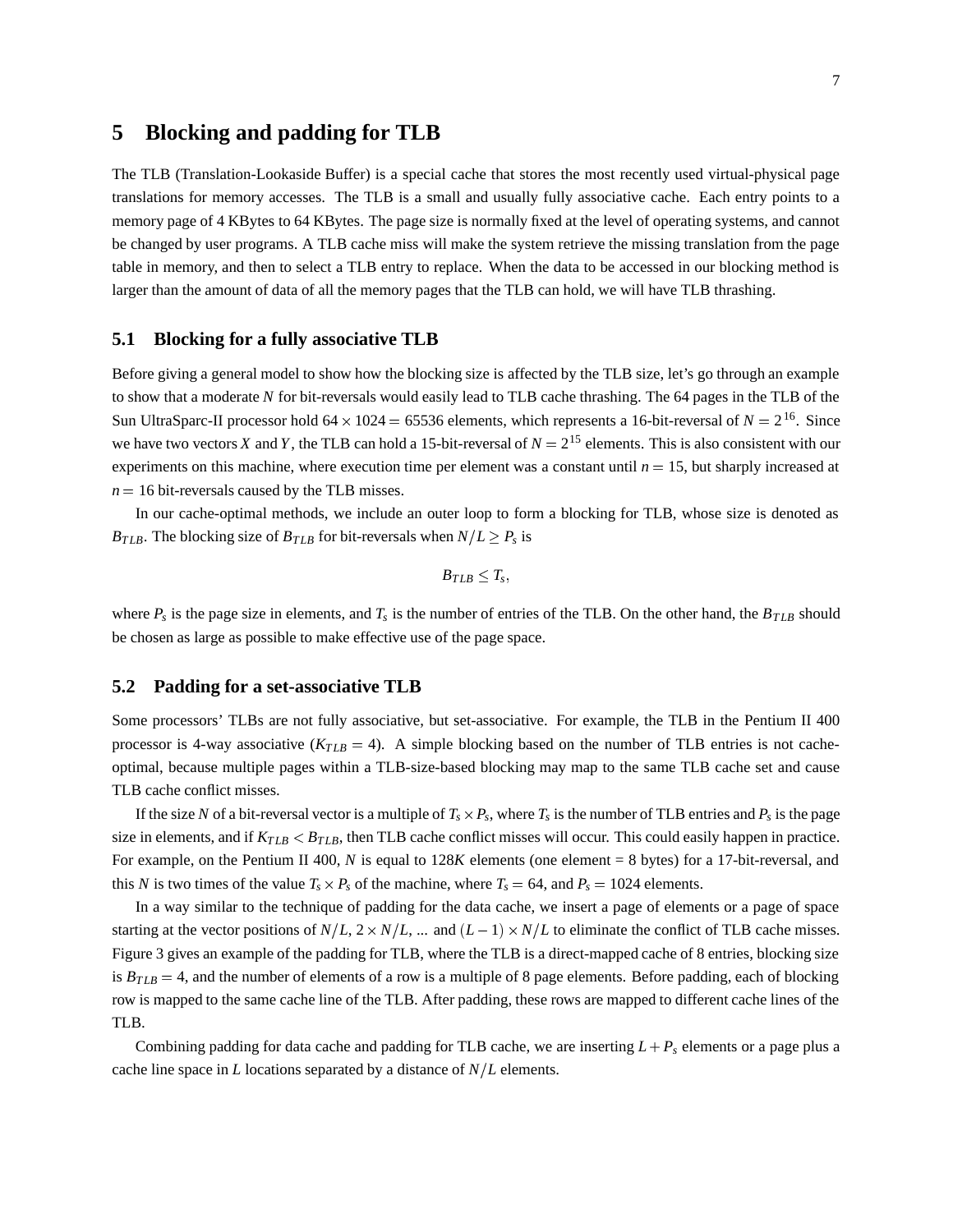## 5 Blocking and padding for TLB

The TLB (Translation-Lookaside Buffer) is a special cache that stores the most recently used virtual-physical page translations for memory accesses. The TLB is a small and usually fully associative cache. Each entry points to a memory page of 4 KBytes to 64 KBytes. The page size is normally fixed at the level of operating systems, and cannot be changed by user programs. A TLB cache miss will make the system retrieve the missing translation from the page table in memory, and then to select a TLB entry to replace. When the data to be accessed in our blocking method is larger than the amount of data of all the memory pages that the TLB can hold, we will have TLB thrashing.

### 5.1 Blocking for a fully associative TLB

Before giving a general model to show how the blocking size is affected by the TLB size, let's go through an example to show that a moderate $N$ for bit-reversals would easily lead to TLB cache thrashing. The 64 pages in the TLB of the Sun UltraSparc-II processor hold $64 \times 1024 = 65536$ elements, which represents a 16-bit-reversal of $N = 2^{16}$. Since we have two vectors $X$ and $Y$, the TLB can hold a 15-bit-reversal of $N = 2^{15}$ elements. This is also consistent with our experiments on this machine, where execution time per element was a constant until $n = 15$, but sharply increased at $n = 16$ bit-reversals caused by the TLB misses.

In our cache-optimal methods, we include an outer loop to form a blocking for TLB, whose size is denoted as $B_{TLB}$. The blocking size of $B_{TLB}$ for bit-reversals when $N/L \geq P_s$ is

$$B_{TLB} \leq T_s,$$

where $P_s$ is the page size in elements, and $T_s$ is the number of entries of the TLB. On the other hand, the $B_{TLB}$ should be chosen as large as possible to make effective use of the page space.

### 5.2 Padding for a set-associative TLB

Some processors' TLBs are not fully associative, but set-associative. For example, the TLB in the Pentium II 400 processor is 4-way associative ($K_{TLB} = 4$). A simple blocking based on the number of TLB entries is not cache-optimal, because multiple pages within a TLB-size-based blocking may map to the same TLB cache set and cause TLB cache conflict misses.

If the size $N$ of a bit-reversal vector is a multiple of $T_s \times P_s$, where $T_s$ is the number of TLB entries and $P_s$ is the page size in elements, and if $K_{TLB} < B_{TLB}$, then TLB cache conflict misses will occur. This could easily happen in practice. For example, on the Pentium II 400, $N$ is equal to $128K$ elements (one element = 8 bytes) for a 17-bit-reversal, and this $N$ is two times of the value $T_s \times P_s$ of the machine, where $T_s = 64$, and $P_s = 1024$ elements.

In a way similar to the technique of padding for the data cache, we insert a page of elements or a page of space starting at the vector positions of $N/L$, $2 \times N/L$, ... and $(L-1) \times N/L$ to eliminate the conflict of TLB cache misses. Figure 3 gives an example of the padding for TLB, where the TLB is a direct-mapped cache of 8 entries, blocking size is $B_{TLB} = 4$, and the number of elements of a row is a multiple of 8 page elements. Before padding, each of blocking row is mapped to the same cache line of the TLB. After padding, these rows are mapped to different cache lines of the TLB.

Combining padding for data cache and padding for TLB cache, we are inserting $L + P_s$ elements or a page plus a cache line space in $L$ locations separated by a distance of $N/L$ elements.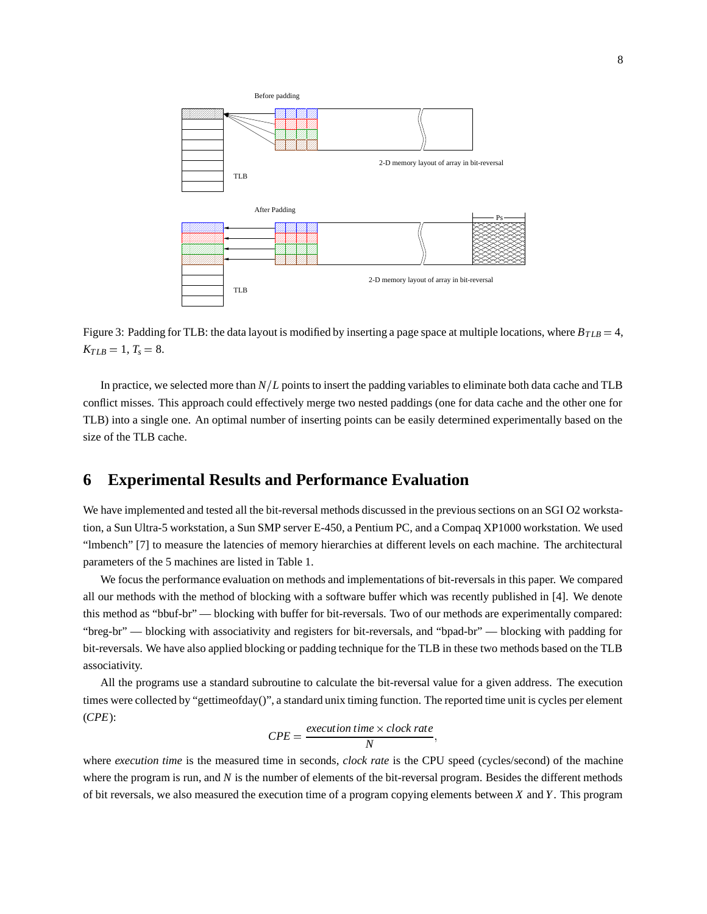Figure 3: Padding for TLB: the data layout is modified by inserting a page space at multiple locations, where $B_{TLB} = 4$, $K_{TLB} = 1$, $T_s = 8$.

In practice, we selected more than $N/L$ points to insert the padding variables to eliminate both data cache and TLB conflict misses. This approach could effectively merge two nested paddings (one for data cache and the other one for TLB) into a single one. An optimal number of inserting points can be easily determined experimentally based on the size of the TLB cache.

## 6 Experimental Results and Performance Evaluation

We have implemented and tested all the bit-reversal methods discussed in the previous sections on an SGI O2 workstation, a Sun Ultra-5 workstation, a Sun SMP server E-450, a Pentium PC, and a Compaq XP1000 workstation. We used "lmbench" [7] to measure the latencies of memory hierarchies at different levels on each machine. The architectural parameters of the 5 machines are listed in Table 1.

We focus the performance evaluation on methods and implementations of bit-reversals in this paper. We compared all our methods with the method of blocking with a software buffer which was recently published in [4]. We denote this method as "bbuf-br" — blocking with buffer for bit-reversals. Two of our methods are experimentally compared: "breg-br" — blocking with associativity and registers for bit-reversals, and "bpad-br" — blocking with padding for bit-reversals. We have also applied blocking or padding technique for the TLB in these two methods based on the TLB associativity.

All the programs use a standard subroutine to calculate the bit-reversal value for a given address. The execution times were collected by "gettimeofday()", a standard unix timing function. The reported time unit is cycles per element (*CPE*):

$$CPE = \frac{execution\ time \times clock\ rate}{N},$$

where *execution time* is the measured time in seconds, *clock rate* is the CPU speed (cycles/second) of the machine where the program is run, and $N$ is the number of elements of the bit-reversal program. Besides the different methods of bit reversals, we also measured the execution time of a program copying elements between $X$ and $Y$. This program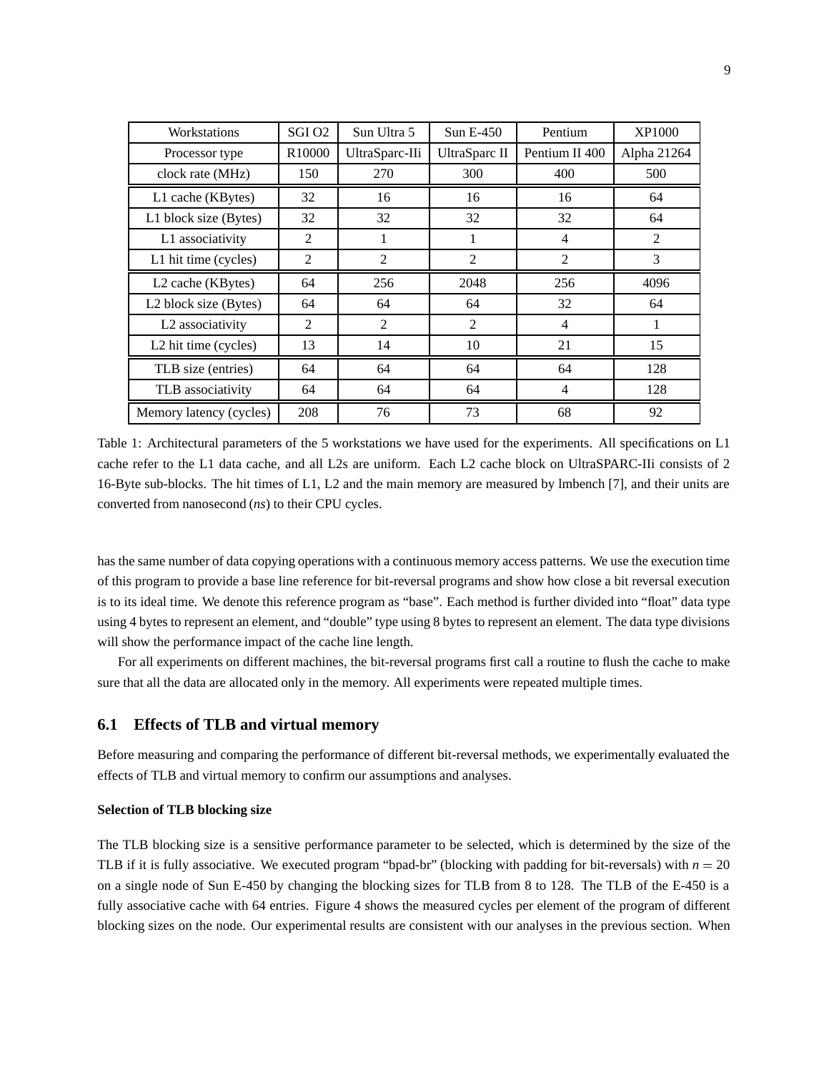| Workstations | SGI O2 | Sun Ultra 5 | Sun E-450 | Pentium | XP1000 |
|---|---|---|---|---|---|
| Processor type | R10000 | UltraSparc-IIi | UltraSparc II | Pentium II 400 | Alpha 21264 |
| clock rate (MHz) | 150 | 270 | 300 | 400 | 500 |
| L1 cache (KBytes) | 32 | 16 | 16 | 16 | 64 |
| L1 block size (Bytes) | 32 | 32 | 32 | 32 | 64 |
| L1 associativity | 2 | 1 | 1 | 4 | 2 |
| L1 hit time (cycles) | 2 | 2 | 2 | 2 | 3 |
| L2 cache (KBytes) | 64 | 256 | 2048 | 256 | 4096 |
| L2 block size (Bytes) | 64 | 64 | 64 | 32 | 64 |
| L2 associativity | 2 | 2 | 2 | 4 | 1 |
| L2 hit time (cycles) | 13 | 14 | 10 | 21 | 15 |
| TLB size (entries) | 64 | 64 | 64 | 64 | 128 |
| TLB associativity | 64 | 64 | 64 | 4 | 128 |
| Memory latency (cycles) | 208 | 76 | 73 | 68 | 92 |

Table 1: Architectural parameters of the 5 workstations we have used for the experiments. All specifications on L1 cache refer to the L1 data cache, and all L2s are uniform. Each L2 cache block on UltraSPARC-IIi consists of 2 16-Byte sub-blocks. The hit times of L1, L2 and the main memory are measured by lmbench [7], and their units are converted from nanosecond (*ns*) to their CPU cycles.

has the same number of data copying operations with a continuous memory access patterns. We use the execution time of this program to provide a base line reference for bit-reversal programs and show how close a bit reversal execution is to its ideal time. We denote this reference program as "base". Each method is further divided into "float" data type using 4 bytes to represent an element, and "double" type using 8 bytes to represent an element. The data type divisions will show the performance impact of the cache line length.

For all experiments on different machines, the bit-reversal programs first call a routine to flush the cache to make sure that all the data are allocated only in the memory. All experiments were repeated multiple times.

## 6.1 Effects of TLB and virtual memory

Before measuring and comparing the performance of different bit-reversal methods, we experimentally evaluated the effects of TLB and virtual memory to confirm our assumptions and analyses.

**Selection of TLB blocking size**

The TLB blocking size is a sensitive performance parameter to be selected, which is determined by the size of the TLB if it is fully associative. We executed program "bpad-br" (blocking with padding for bit-reversals) with $n = 20$ on a single node of Sun E-450 by changing the blocking sizes for TLB from 8 to 128. The TLB of the E-450 is a fully associative cache with 64 entries. Figure 4 shows the measured cycles per element of the program of different blocking sizes on the node. Our experimental results are consistent with our analyses in the previous section. When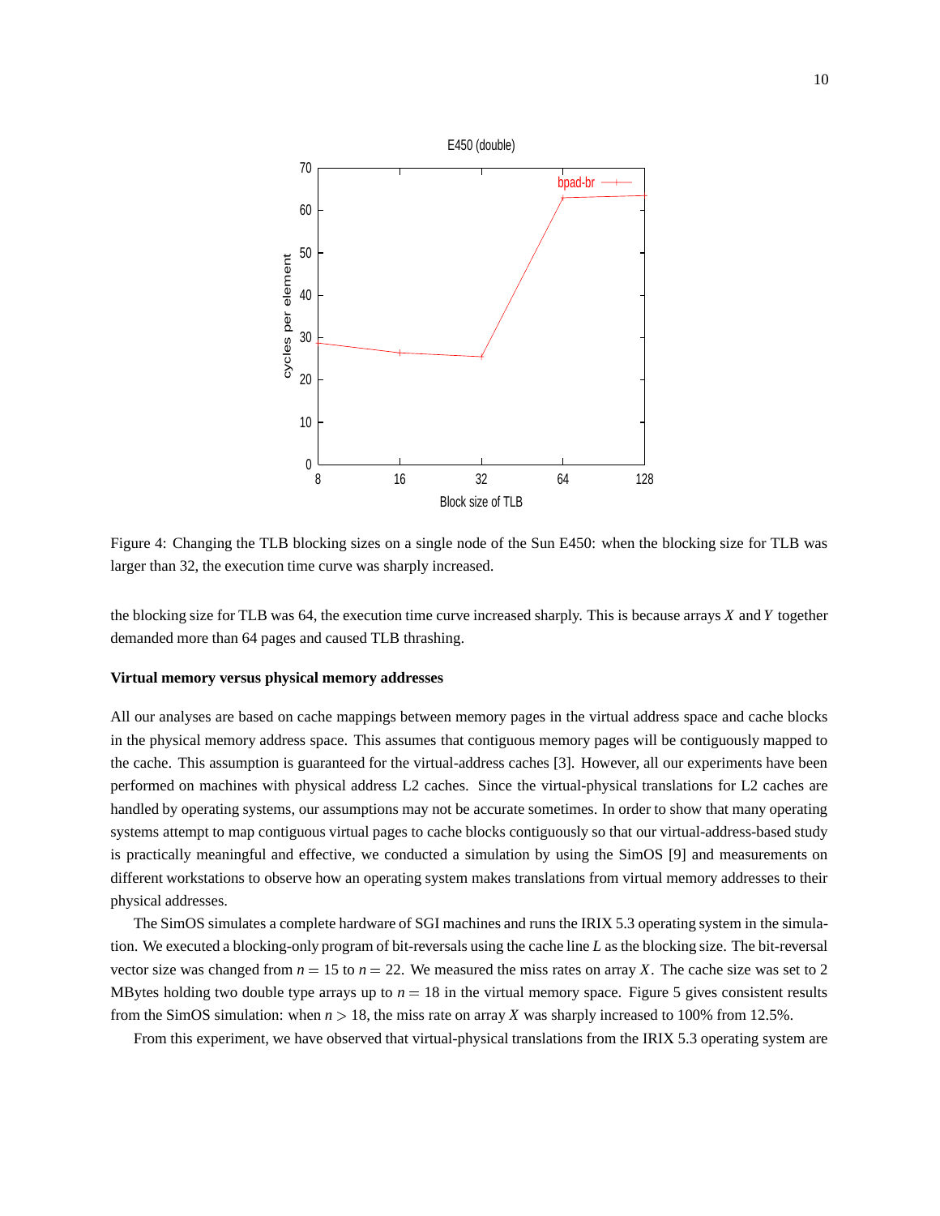Figure 4: Changing the TLB blocking sizes on a single node of the Sun E450: when the blocking size for TLB was larger than 32, the execution time curve was sharply increased.

the blocking size for TLB was 64, the execution time curve increased sharply. This is because arrays $X$ and $Y$ together demanded more than 64 pages and caused TLB thrashing.

**Virtual memory versus physical memory addresses**

All our analyses are based on cache mappings between memory pages in the virtual address space and cache blocks in the physical memory address space. This assumes that contiguous memory pages will be contiguously mapped to the cache. This assumption is guaranteed for the virtual-address caches [3]. However, all our experiments have been performed on machines with physical address L2 caches. Since the virtual-physical translations for L2 caches are handled by operating systems, our assumptions may not be accurate sometimes. In order to show that many operating systems attempt to map contiguous virtual pages to cache blocks contiguously so that our virtual-address-based study is practically meaningful and effective, we conducted a simulation by using the SimOS [9] and measurements on different workstations to observe how an operating system makes translations from virtual memory addresses to their physical addresses.

The SimOS simulates a complete hardware of SGI machines and runs the IRIX 5.3 operating system in the simulation. We executed a blocking-only program of bit-reversals using the cache line $L$ as the blocking size. The bit-reversal vector size was changed from $n = 15$ to $n = 22$. We measured the miss rates on array $X$. The cache size was set to 2 MBytes holding two double type arrays up to $n = 18$ in the virtual memory space. Figure 5 gives consistent results from the SimOS simulation: when $n > 18$, the miss rate on array $X$ was sharply increased to 100% from 12.5%.

From this experiment, we have observed that virtual-physical translations from the IRIX 5.3 operating system are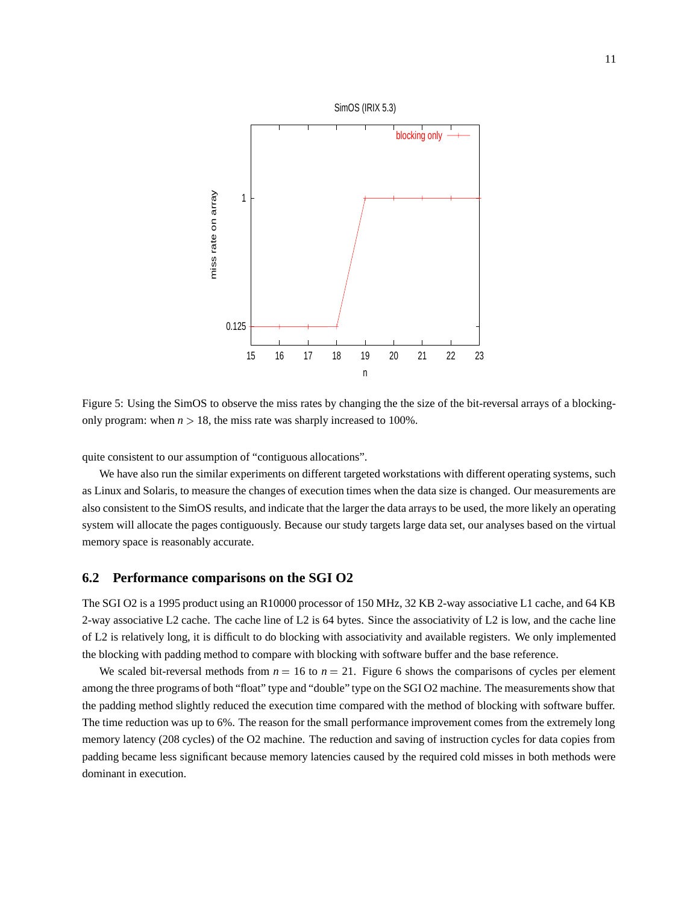Figure 5: Using the SimOS to observe the miss rates by changing the the size of the bit-reversal arrays of a blocking-only program: when $n > 18$, the miss rate was sharply increased to 100%.

quite consistent to our assumption of "contiguous allocations".

We have also run the similar experiments on different targeted workstations with different operating systems, such as Linux and Solaris, to measure the changes of execution times when the data size is changed. Our measurements are also consistent to the SimOS results, and indicate that the larger the data arrays to be used, the more likely an operating system will allocate the pages contiguously. Because our study targets large data set, our analyses based on the virtual memory space is reasonably accurate.

### 6.2 Performance comparisons on the SGI O2

The SGI O2 is a 1995 product using an R10000 processor of 150 MHz, 32 KB 2-way associative L1 cache, and 64 KB 2-way associative L2 cache. The cache line of L2 is 64 bytes. Since the associativity of L2 is low, and the cache line of L2 is relatively long, it is difficult to do blocking with associativity and available registers. We only implemented the blocking with padding method to compare with blocking with software buffer and the base reference.

We scaled bit-reversal methods from $n = 16$ to $n = 21$. Figure 6 shows the comparisons of cycles per element among the three programs of both "float" type and "double" type on the SGI O2 machine. The measurements show that the padding method slightly reduced the execution time compared with the method of blocking with software buffer. The time reduction was up to 6%. The reason for the small performance improvement comes from the extremely long memory latency (208 cycles) of the O2 machine. The reduction and saving of instruction cycles for data copies from padding became less significant because memory latencies caused by the required cold misses in both methods were dominant in execution.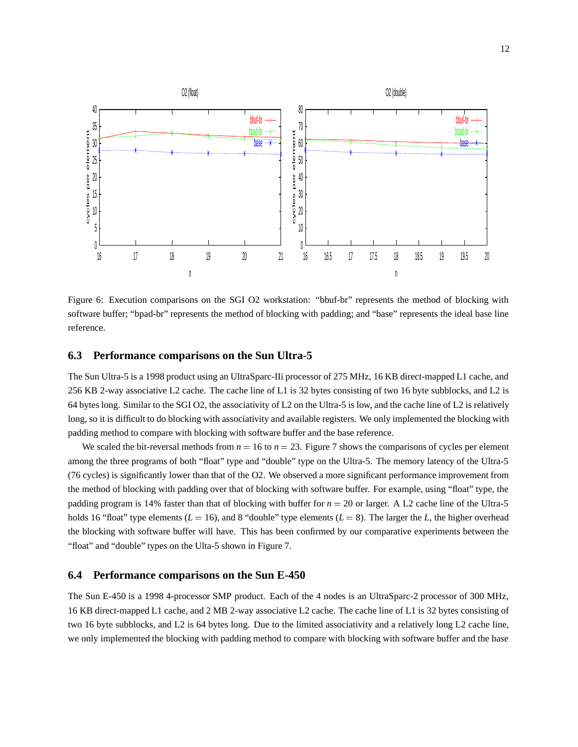Figure 6: Execution comparisons on the SGI O2 workstation: "bbuf-br" represents the method of blocking with software buffer; "bpad-br" represents the method of blocking with padding; and "base" represents the ideal base line reference.

### 6.3 Performance comparisons on the Sun Ultra-5

The Sun Ultra-5 is a 1998 product using an UltraSparc-IIi processor of 275 MHz, 16 KB direct-mapped L1 cache, and 256 KB 2-way associative L2 cache. The cache line of L1 is 32 bytes consisting of two 16 byte subblocks, and L2 is 64 bytes long. Similar to the SGI O2, the associativity of L2 on the Ultra-5 is low, and the cache line of L2 is relatively long, so it is difficult to do blocking with associativity and available registers. We only implemented the blocking with padding method to compare with blocking with software buffer and the base reference.

We scaled the bit-reversal methods from $n = 16$ to $n = 23$. Figure 7 shows the comparisons of cycles per element among the three programs of both "float" type and "double" type on the Ultra-5. The memory latency of the Ultra-5 (76 cycles) is significantly lower than that of the O2. We observed a more significant performance improvement from the method of blocking with padding over that of blocking with software buffer. For example, using "float" type, the padding program is 14% faster than that of blocking with buffer for $n = 20$ or larger. A L2 cache line of the Ultra-5 holds 16 "float" type elements ($L = 16$), and 8 "double" type elements ($L = 8$). The larger the $L$, the higher overhead the blocking with software buffer will have. This has been confirmed by our comparative experiments between the "float" and "double" types on the Ulta-5 shown in Figure 7.

### 6.4 Performance comparisons on the Sun E-450

The Sun E-450 is a 1998 4-processor SMP product. Each of the 4 nodes is an UltraSparc-2 processor of 300 MHz, 16 KB direct-mapped L1 cache, and 2 MB 2-way associative L2 cache. The cache line of L1 is 32 bytes consisting of two 16 byte subblocks, and L2 is 64 bytes long. Due to the limited associativity and a relatively long L2 cache line, we only implemented the blocking with padding method to compare with blocking with software buffer and the base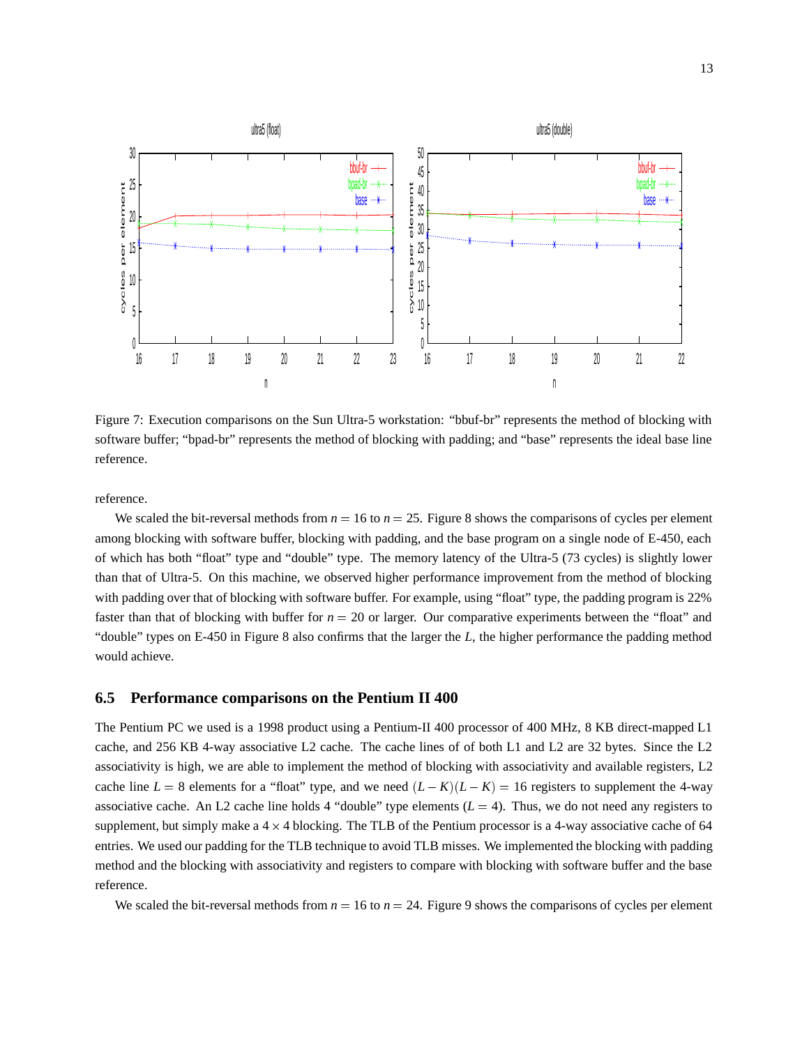Figure 7: Execution comparisons on the Sun Ultra-5 workstation: "bbuf-br" represents the method of blocking with software buffer; "bpad-br" represents the method of blocking with padding; and "base" represents the ideal base line reference.

reference.

We scaled the bit-reversal methods from $n = 16$ to $n = 25$. Figure 8 shows the comparisons of cycles per element among blocking with software buffer, blocking with padding, and the base program on a single node of E-450, each of which has both "float" type and "double" type. The memory latency of the Ultra-5 (73 cycles) is slightly lower than that of Ultra-5. On this machine, we observed higher performance improvement from the method of blocking with padding over that of blocking with software buffer. For example, using "float" type, the padding program is 22% faster than that of blocking with buffer for $n = 20$ or larger. Our comparative experiments between the "float" and "double" types on E-450 in Figure 8 also confirms that the larger the $L$, the higher performance the padding method would achieve.

### 6.5 Performance comparisons on the Pentium II 400

The Pentium PC we used is a 1998 product using a Pentium-II 400 processor of 400 MHz, 8 KB direct-mapped L1 cache, and 256 KB 4-way associative L2 cache. The cache lines of of both L1 and L2 are 32 bytes. Since the L2 associativity is high, we are able to implement the method of blocking with associativity and available registers, L2 cache line $L = 8$ elements for a "float" type, and we need $(L-K)(L-K) = 16$ registers to supplement the 4-way associative cache. An L2 cache line holds 4 "double" type elements ($L = 4$). Thus, we do not need any registers to supplement, but simply make a $4 \times 4$ blocking. The TLB of the Pentium processor is a 4-way associative cache of 64 entries. We used our padding for the TLB technique to avoid TLB misses. We implemented the blocking with padding method and the blocking with associativity and registers to compare with blocking with software buffer and the base reference.

We scaled the bit-reversal methods from $n = 16$ to $n = 24$. Figure 9 shows the comparisons of cycles per element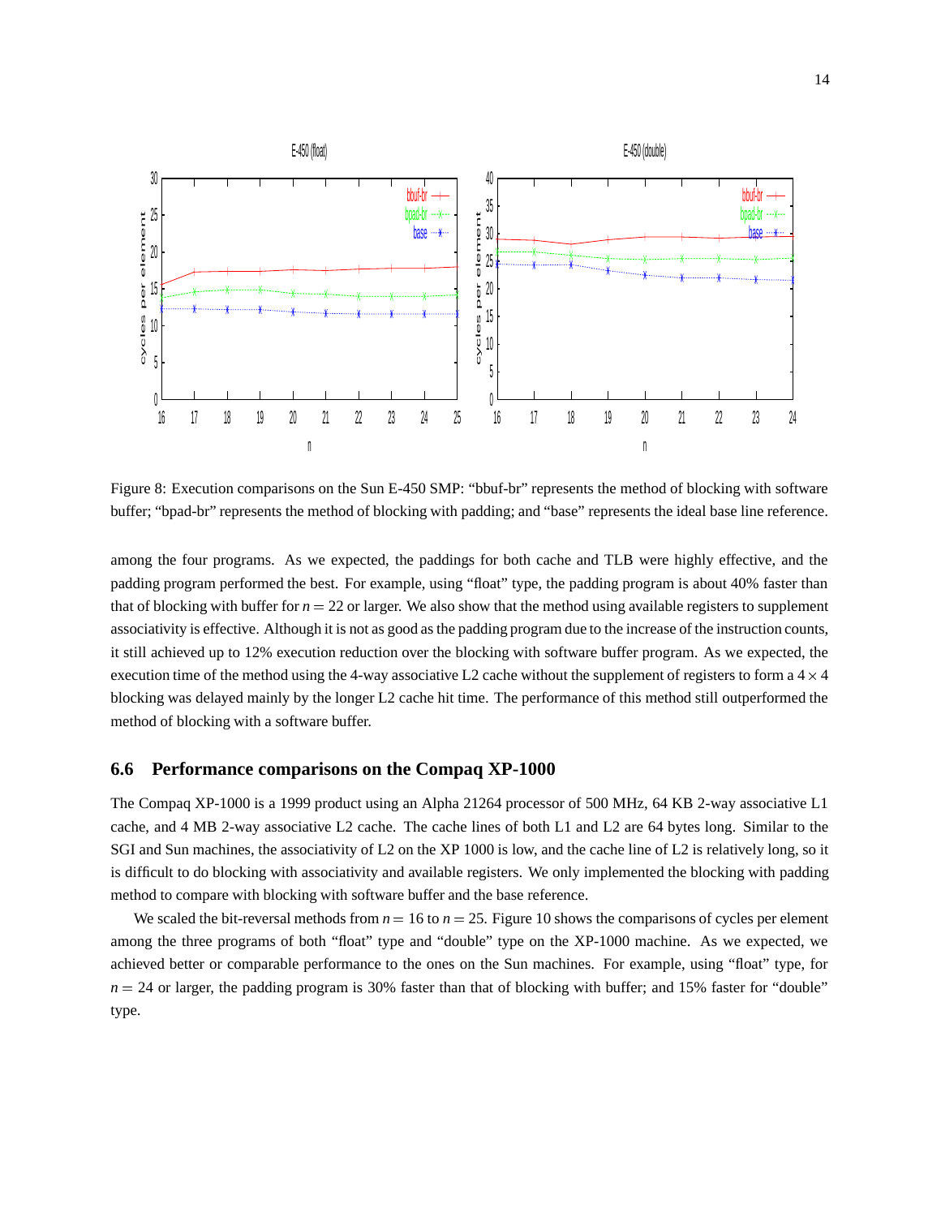Figure 8: Execution comparisons on the Sun E-450 SMP: "bbuf-br" represents the method of blocking with software buffer; "bpad-br" represents the method of blocking with padding; and "base" represents the ideal base line reference.

among the four programs. As we expected, the paddings for both cache and TLB were highly effective, and the padding program performed the best. For example, using "float" type, the padding program is about 40% faster than that of blocking with buffer for $n = 22$ or larger. We also show that the method using available registers to supplement associativity is effective. Although it is not as good as the padding program due to the increase of the instruction counts, it still achieved up to 12% execution reduction over the blocking with software buffer program. As we expected, the execution time of the method using the 4-way associative L2 cache without the supplement of registers to form a $4 \times 4$ blocking was delayed mainly by the longer L2 cache hit time. The performance of this method still outperformed the method of blocking with a software buffer.

### 6.6 Performance comparisons on the Compaq XP-1000

The Compaq XP-1000 is a 1999 product using an Alpha 21264 processor of 500 MHz, 64 KB 2-way associative L1 cache, and 4 MB 2-way associative L2 cache. The cache lines of both L1 and L2 are 64 bytes long. Similar to the SGI and Sun machines, the associativity of L2 on the XP 1000 is low, and the cache line of L2 is relatively long, so it is difficult to do blocking with associativity and available registers. We only implemented the blocking with padding method to compare with blocking with software buffer and the base reference.

We scaled the bit-reversal methods from $n = 16$ to $n = 25$. Figure 10 shows the comparisons of cycles per element among the three programs of both "float" type and "double" type on the XP-1000 machine. As we expected, we achieved better or comparable performance to the ones on the Sun machines. For example, using "float" type, for $n = 24$ or larger, the padding program is 30% faster than that of blocking with buffer; and 15% faster for "double" type.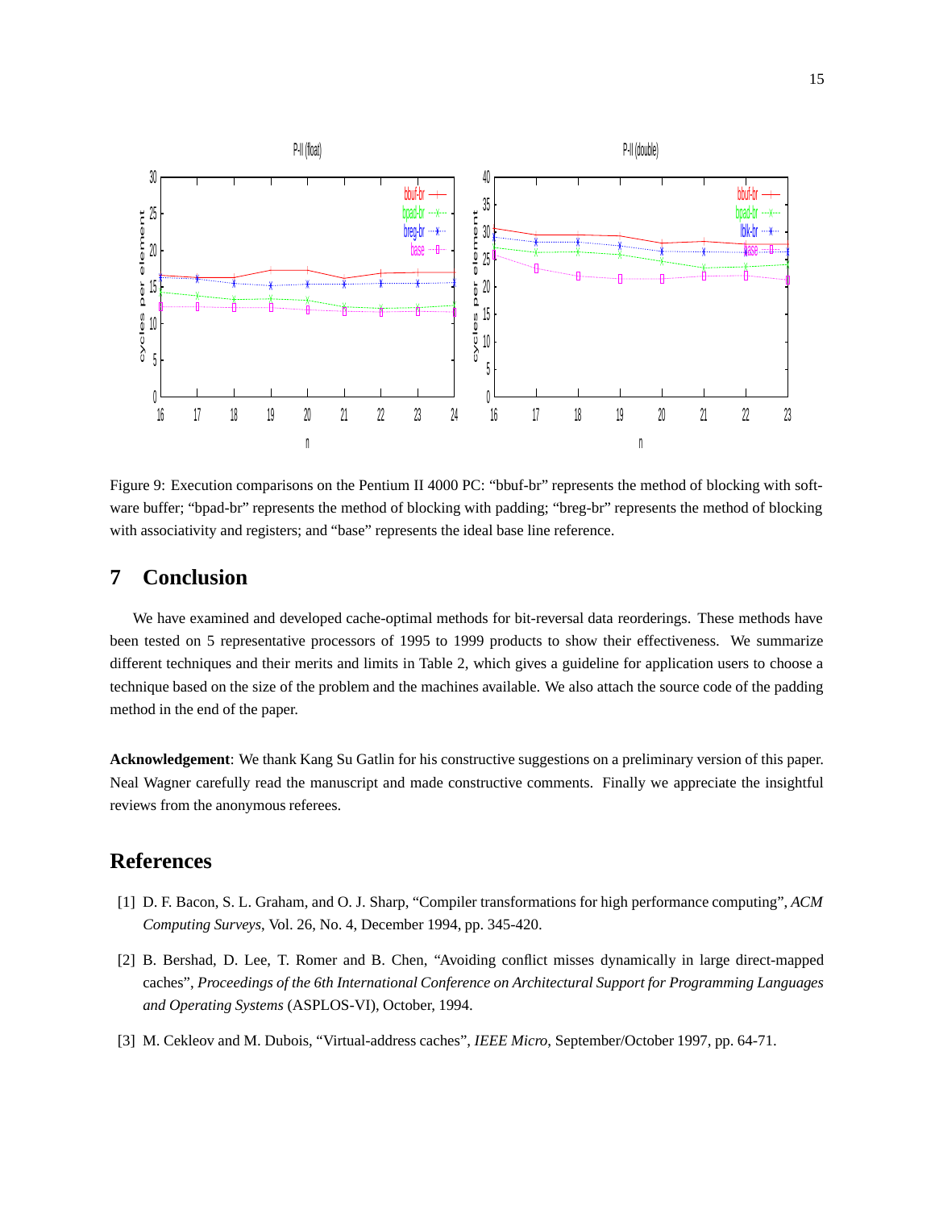Figure 9: Execution comparisons on the Pentium II 4000 PC: "bbuf-br" represents the method of blocking with software buffer; "bpad-br" represents the method of blocking with padding; "breg-br" represents the method of blocking with associativity and registers; and "base" represents the ideal base line reference.

## 7 Conclusion

We have examined and developed cache-optimal methods for bit-reversal data reorderings. These methods have been tested on 5 representative processors of 1995 to 1999 products to show their effectiveness. We summarize different techniques and their merits and limits in Table 2, which gives a guideline for application users to choose a technique based on the size of the problem and the machines available. We also attach the source code of the padding method in the end of the paper.

**Acknowledgement**: We thank Kang Su Gatlin for his constructive suggestions on a preliminary version of this paper. Neal Wagner carefully read the manuscript and made constructive comments. Finally we appreciate the insightful reviews from the anonymous referees.

## References

[1] D. F. Bacon, S. L. Graham, and O. J. Sharp, "Compiler transformations for high performance computing", *ACM Computing Surveys*, Vol. 26, No. 4, December 1994, pp. 345-420.

[2] B. Bershad, D. Lee, T. Romer and B. Chen, "Avoiding conflict misses dynamically in large direct-mapped caches", *Proceedings of the 6th International Conference on Architectural Support for Programming Languages and Operating Systems* (ASPLOS-VI), October, 1994.

[3] M. Cekleov and M. Dubois, "Virtual-address caches", *IEEE Micro*, September/October 1997, pp. 64-71.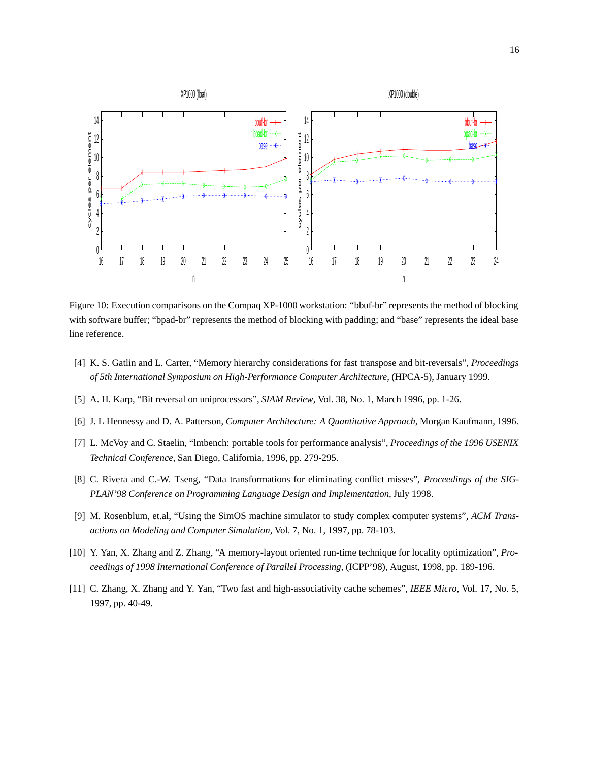Figure 10: Execution comparisons on the Compaq XP-1000 workstation: "bbuf-br" represents the method of blocking with software buffer; "bpad-br" represents the method of blocking with padding; and "base" represents the ideal base line reference.

[4] K. S. Gatlin and L. Carter, "Memory hierarchy considerations for fast transpose and bit-reversals", *Proceedings of 5th International Symposium on High-Performance Computer Architecture*, (HPCA-5), January 1999.

[5] A. H. Karp, "Bit reversal on uniprocessors", *SIAM Review*, Vol. 38, No. 1, March 1996, pp. 1-26.

[6] J. L Hennessy and D. A. Patterson, *Computer Architecture: A Quantitative Approach*, Morgan Kaufmann, 1996.

[7] L. McVoy and C. Staelin, "lmbench: portable tools for performance analysis", *Proceedings of the 1996 USENIX Technical Conference*, San Diego, California, 1996, pp. 279-295.

[8] C. Rivera and C.-W. Tseng, "Data transformations for eliminating conflict misses", *Proceedings of the SIGPLAN'98 Conference on Programming Language Design and Implementation*, July 1998.

[9] M. Rosenblum, et.al, "Using the SimOS machine simulator to study complex computer systems", *ACM Transactions on Modeling and Computer Simulation*, Vol. 7, No. 1, 1997, pp. 78-103.

[10] Y. Yan, X. Zhang and Z. Zhang, "A memory-layout oriented run-time technique for locality optimization", *Proceedings of 1998 International Conference of Parallel Processing*, (ICPP'98), August, 1998, pp. 189-196.

[11] C. Zhang, X. Zhang and Y. Yan, "Two fast and high-associativity cache schemes", *IEEE Micro*, Vol. 17, No. 5, 1997, pp. 40-49.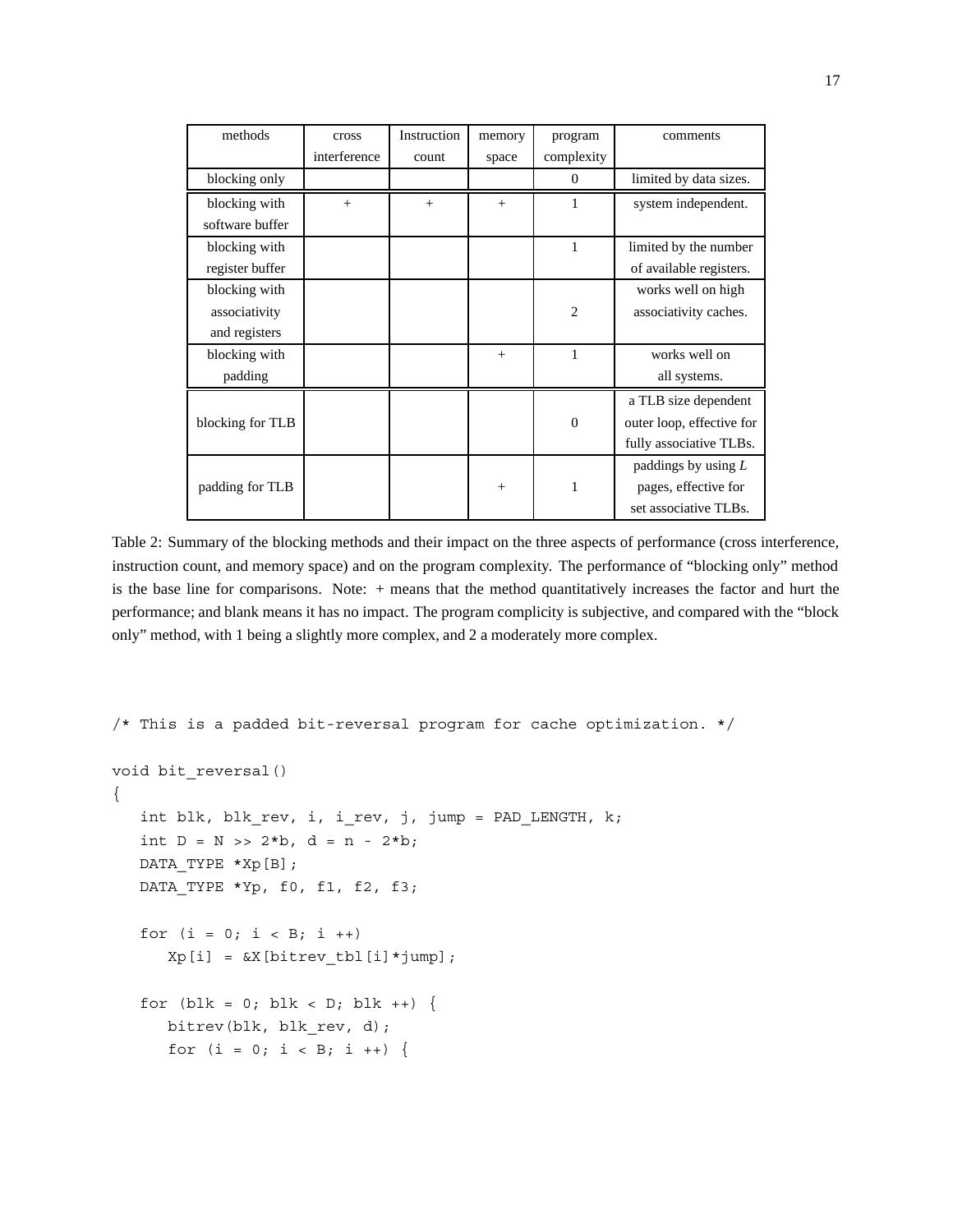| methods | cross interference | Instruction count | memory space | program complexity | comments |
|---|---|---|---|---|---|
| blocking only | | | | 0 | limited by data sizes. |
| blocking with software buffer | + | + | + | 1 | system independent. |
| blocking with register buffer | | | | 1 | limited by the number of available registers. |
| blocking with associativity and registers | | | | 2 | works well on high associativity caches. |
| blocking with padding | | | + | 1 | works well on all systems. |
| blocking for TLB | | | | 0 | a TLB size dependent outer loop, effective for fully associative TLBs. |
| padding for TLB | | | + | 1 | paddings by using *L* pages, effective for set associative TLBs. |

Table 2: Summary of the blocking methods and their impact on the three aspects of performance (cross interference, instruction count, and memory space) and on the program complexity. The performance of "blocking only" method is the base line for comparisons. Note: + means that the method quantitatively increases the factor and hurt the performance; and blank means it has no impact. The program complicity is subjective, and compared with the "block only" method, with 1 being a slightly more complex, and 2 a moderately more complex.

```
/* This is a padded bit-reversal program for cache optimization. */

void bit_reversal()
{
   int blk, blk_rev, i, i_rev, j, jump = PAD_LENGTH, k;
   int D = N >> 2*b, d = n - 2*b;
   DATA_TYPE *Xp[B];
   DATA_TYPE *Yp, f0, f1, f2, f3;

   for (i = 0; i < B; i ++)
      Xp[i] = &X[bitrev_tbl[i]*jump];

   for (blk = 0; blk < D; blk ++) {
      bitrev(blk, blk_rev, d);
      for (i = 0; i < B; i ++) {
```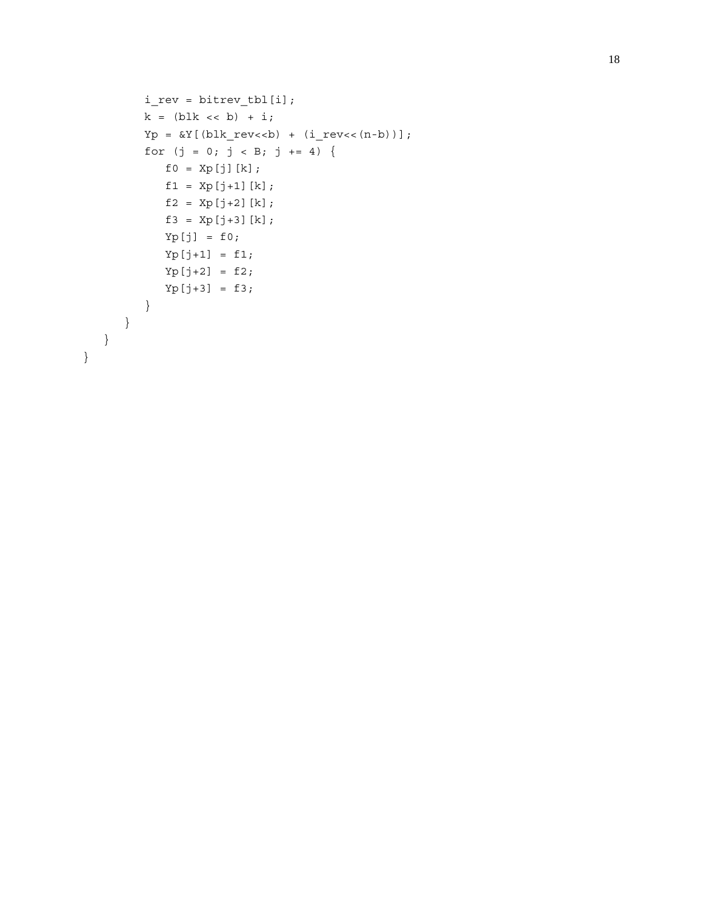```
         i_rev = bitrev_tbl[i];
         k = (blk << b) + i;
         Yp = &Y[(blk_rev<<b) + (i_rev<<(n-b))];
         for (j = 0; j < B; j += 4) {
            f0 = Xp[j][k];
            f1 = Xp[j+1][k];
            f2 = Xp[j+2][k];
            f3 = Xp[j+3][k];
            Yp[j] = f0;
            Yp[j+1] = f1;
            Yp[j+2] = f2;
            Yp[j+3] = f3;
         }
      }
   }
}
```